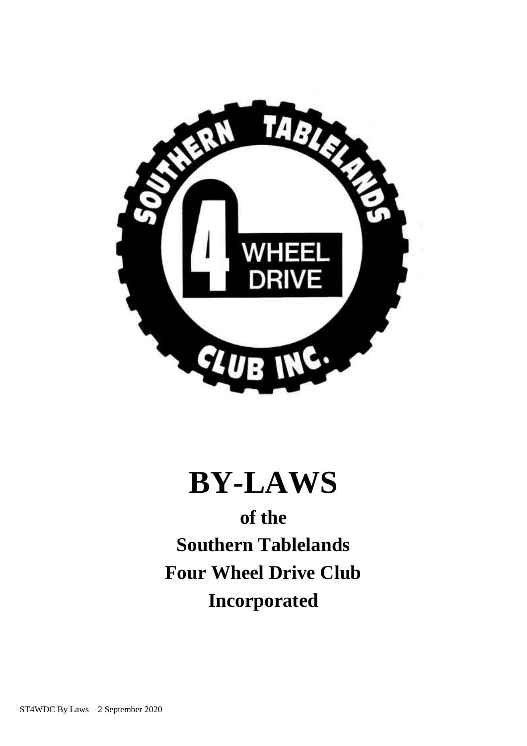# BY-LAWS

**of the**

**Southern Tablelands**

**Four Wheel Drive Club**

**Incorporated**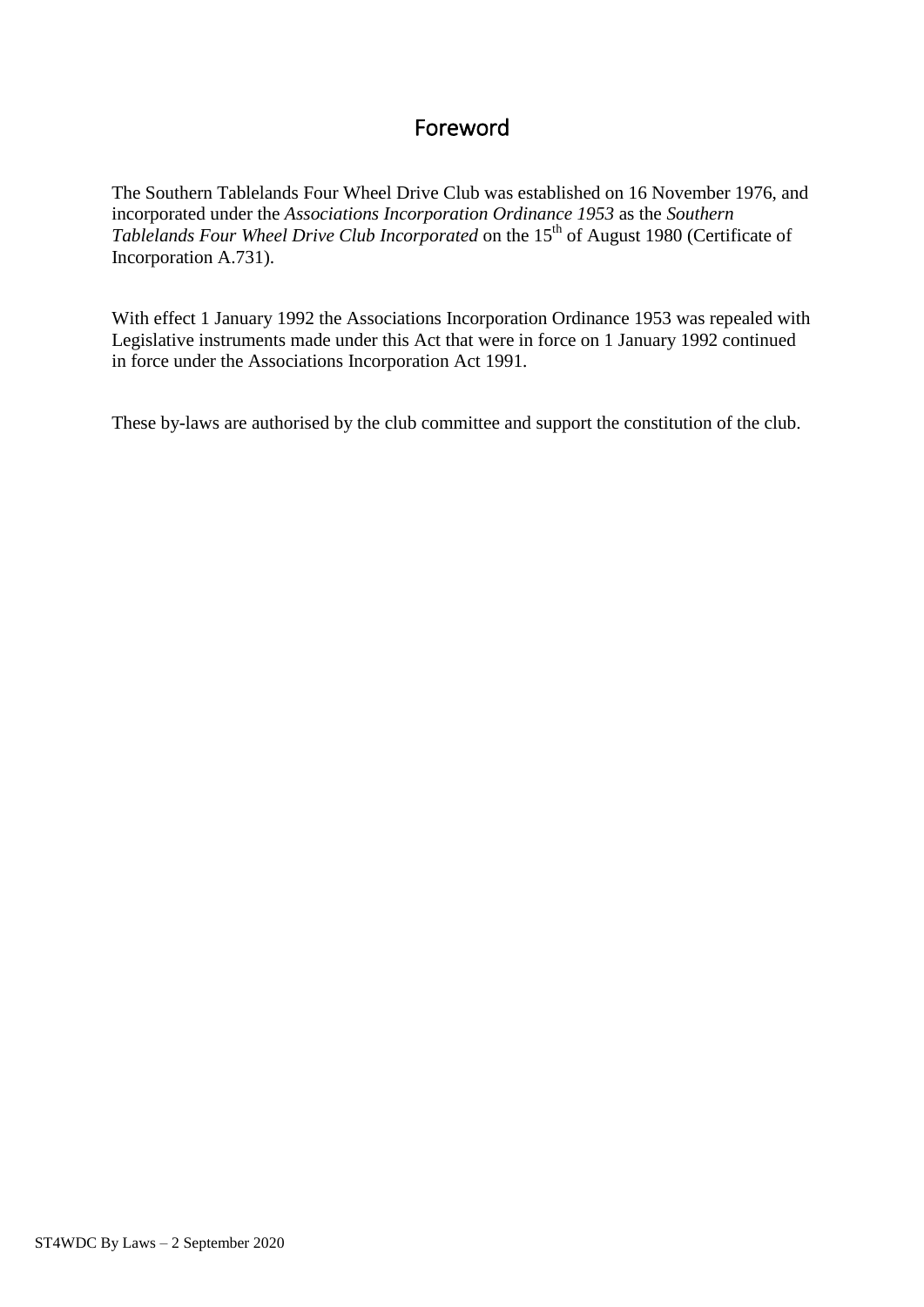# Foreword

The Southern Tablelands Four Wheel Drive Club was established on 16 November 1976, and incorporated under the *Associations Incorporation Ordinance 1953* as the *Southern Tablelands Four Wheel Drive Club Incorporated* on the 15th of August 1980 (Certificate of Incorporation A.731).

With effect 1 January 1992 the Associations Incorporation Ordinance 1953 was repealed with Legislative instruments made under this Act that were in force on 1 January 1992 continued in force under the Associations Incorporation Act 1991.

These by-laws are authorised by the club committee and support the constitution of the club.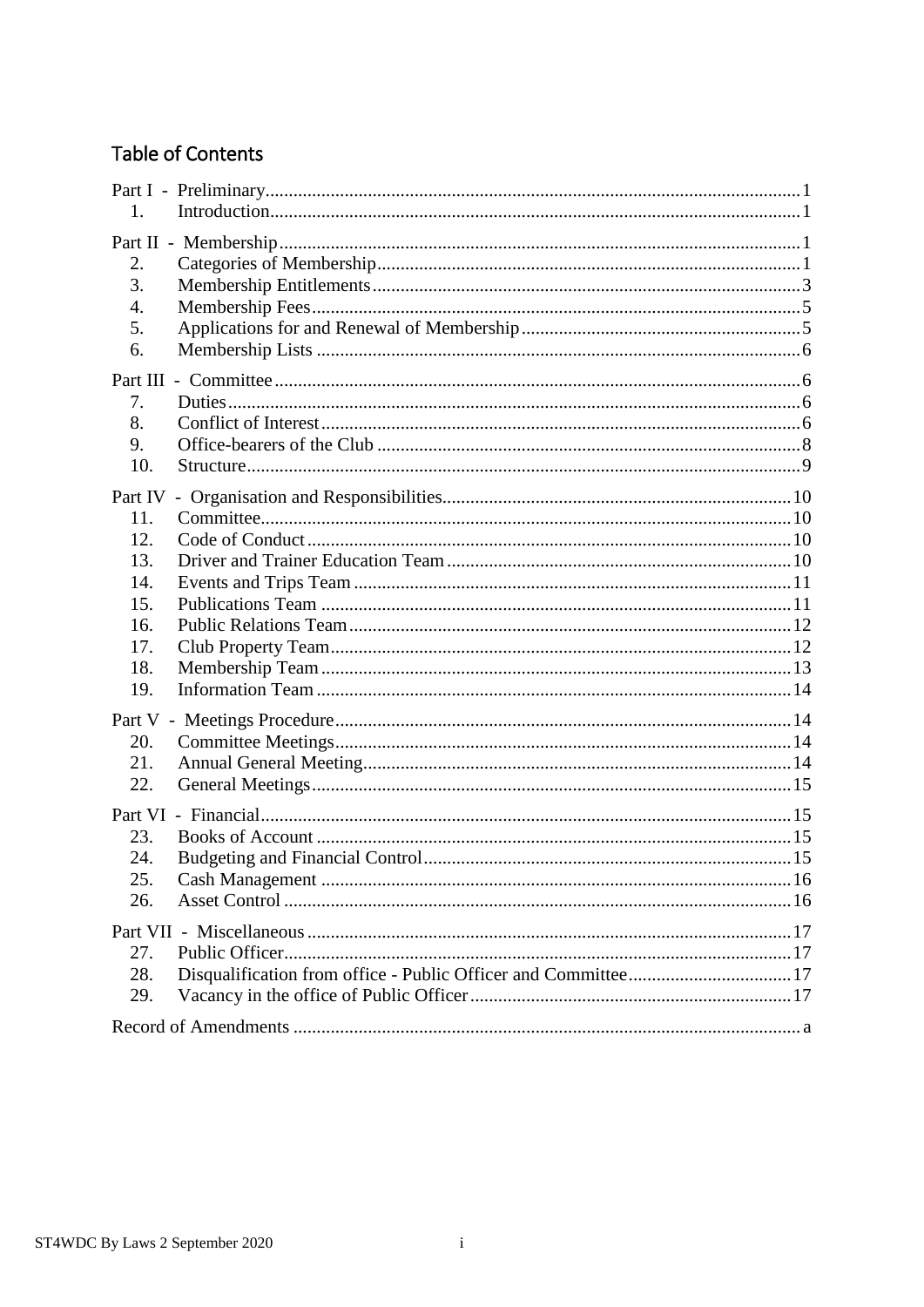## Table of Contents

Part I - Preliminary ... 1
- 1. Introduction ... 1

Part II - Membership ... 1
- 2. Categories of Membership ... 1
- 3. Membership Entitlements ... 3
- 4. Membership Fees ... 5
- 5. Applications for and Renewal of Membership ... 5
- 6. Membership Lists ... 6

Part III - Committee ... 6
- 7. Duties ... 6
- 8. Conflict of Interest ... 6
- 9. Office-bearers of the Club ... 8
- 10. Structure ... 9

Part IV - Organisation and Responsibilities ... 10
- 11. Committee ... 10
- 12. Code of Conduct ... 10
- 13. Driver and Trainer Education Team ... 10
- 14. Events and Trips Team ... 11
- 15. Publications Team ... 11
- 16. Public Relations Team ... 12
- 17. Club Property Team ... 12
- 18. Membership Team ... 13
- 19. Information Team ... 14

Part V - Meetings Procedure ... 14
- 20. Committee Meetings ... 14
- 21. Annual General Meeting ... 14
- 22. General Meetings ... 15

Part VI - Financial ... 15
- 23. Books of Account ... 15
- 24. Budgeting and Financial Control ... 15
- 25. Cash Management ... 16
- 26. Asset Control ... 16

Part VII - Miscellaneous ... 17
- 27. Public Officer ... 17
- 28. Disqualification from office - Public Officer and Committee ... 17
- 29. Vacancy in the office of Public Officer ... 17

Record of Amendments ... a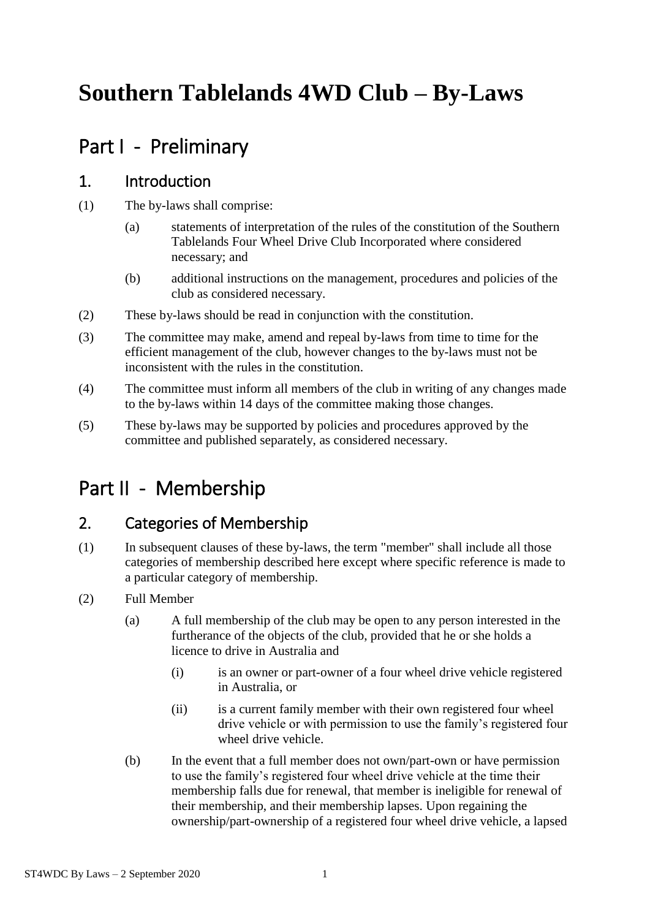# Southern Tablelands 4WD Club – By-Laws

## Part I - Preliminary

### 1. Introduction

(1) The by-laws shall comprise:

  (a) statements of interpretation of the rules of the constitution of the Southern Tablelands Four Wheel Drive Club Incorporated where considered necessary; and

  (b) additional instructions on the management, procedures and policies of the club as considered necessary.

(2) These by-laws should be read in conjunction with the constitution.

(3) The committee may make, amend and repeal by-laws from time to time for the efficient management of the club, however changes to the by-laws must not be inconsistent with the rules in the constitution.

(4) The committee must inform all members of the club in writing of any changes made to the by-laws within 14 days of the committee making those changes.

(5) These by-laws may be supported by policies and procedures approved by the committee and published separately, as considered necessary.

## Part II - Membership

### 2. Categories of Membership

(1) In subsequent clauses of these by-laws, the term "member" shall include all those categories of membership described here except where specific reference is made to a particular category of membership.

(2) Full Member

  (a) A full membership of the club may be open to any person interested in the furtherance of the objects of the club, provided that he or she holds a licence to drive in Australia and

    (i) is an owner or part-owner of a four wheel drive vehicle registered in Australia, or

    (ii) is a current family member with their own registered four wheel drive vehicle or with permission to use the family's registered four wheel drive vehicle.

  (b) In the event that a full member does not own/part-own or have permission to use the family's registered four wheel drive vehicle at the time their membership falls due for renewal, that member is ineligible for renewal of their membership, and their membership lapses. Upon regaining the ownership/part-ownership of a registered four wheel drive vehicle, a lapsed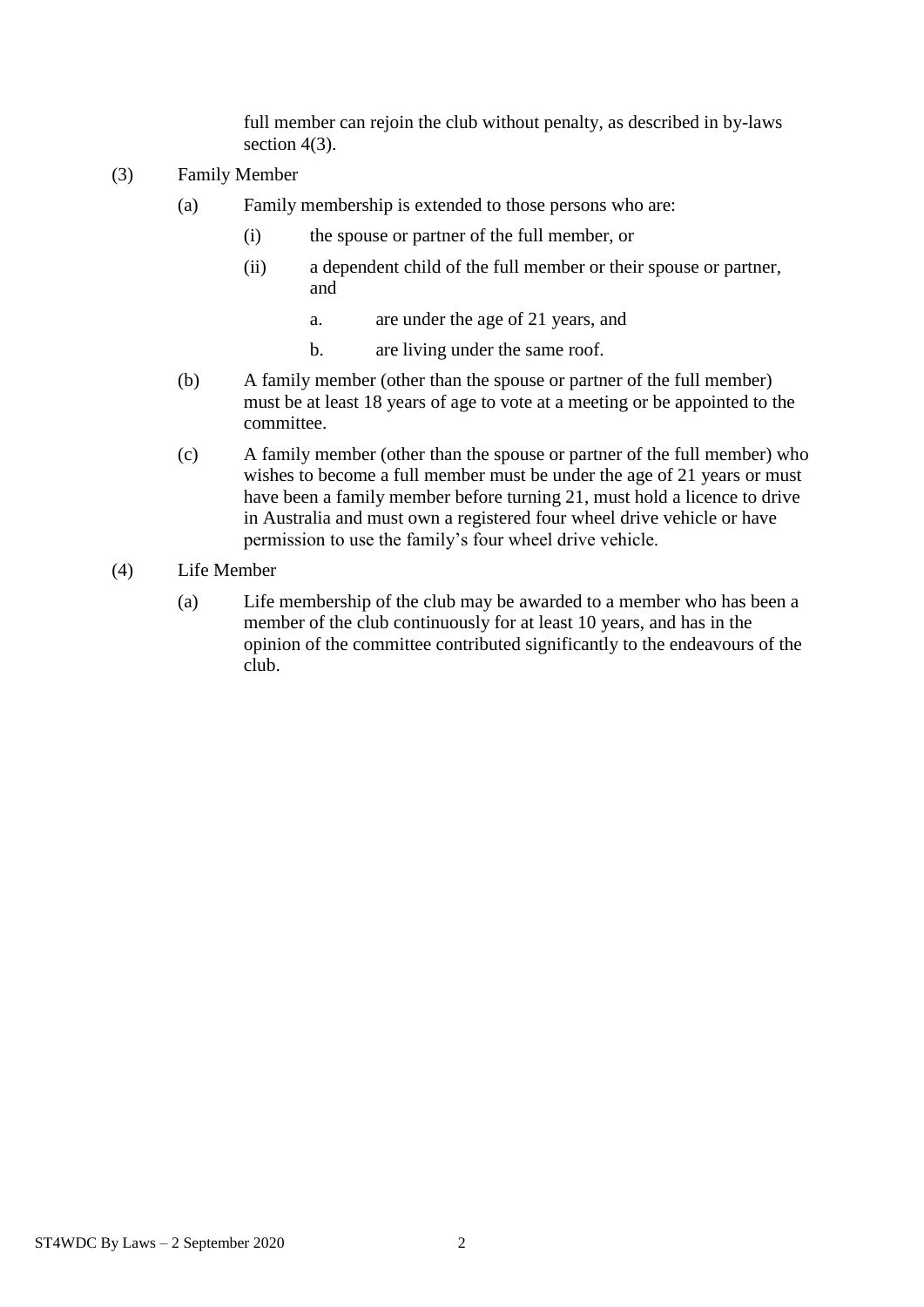full member can rejoin the club without penalty, as described in by-laws section 4(3).

(3) Family Member

(a) Family membership is extended to those persons who are:

(i) the spouse or partner of the full member, or

(ii) a dependent child of the full member or their spouse or partner, and

a. are under the age of 21 years, and

b. are living under the same roof.

(b) A family member (other than the spouse or partner of the full member) must be at least 18 years of age to vote at a meeting or be appointed to the committee.

(c) A family member (other than the spouse or partner of the full member) who wishes to become a full member must be under the age of 21 years or must have been a family member before turning 21, must hold a licence to drive in Australia and must own a registered four wheel drive vehicle or have permission to use the family's four wheel drive vehicle.

(4) Life Member

(a) Life membership of the club may be awarded to a member who has been a member of the club continuously for at least 10 years, and has in the opinion of the committee contributed significantly to the endeavours of the club.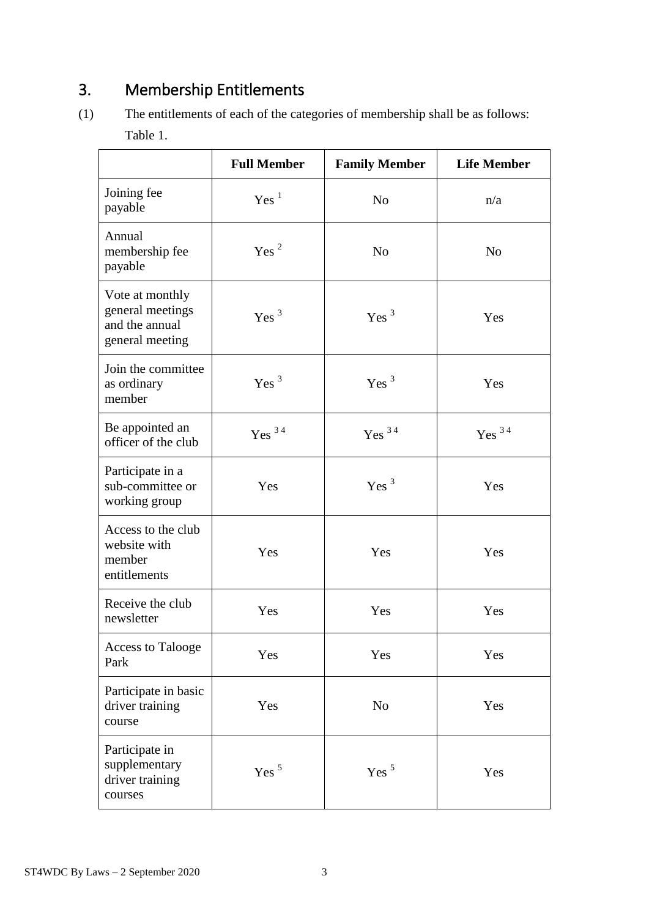## 3. Membership Entitlements

(1) The entitlements of each of the categories of membership shall be as follows:

Table 1.

| | **Full Member** | **Family Member** | **Life Member** |
|---|---|---|---|
| Joining fee payable | Yes [1] | No | n/a |
| Annual membership fee payable | Yes [2] | No | No |
| Vote at monthly general meetings and the annual general meeting | Yes [3] | Yes [3] | Yes |
| Join the committee as ordinary member | Yes [3] | Yes [3] | Yes |
| Be appointed an officer of the club | Yes [3 4] | Yes [3 4] | Yes [3 4] |
| Participate in a sub-committee or working group | Yes | Yes [3] | Yes |
| Access to the club website with member entitlements | Yes | Yes | Yes |
| Receive the club newsletter | Yes | Yes | Yes |
| Access to Talooge Park | Yes | Yes | Yes |
| Participate in basic driver training course | Yes | No | Yes |
| Participate in supplementary driver training courses | Yes [5] | Yes [5] | Yes |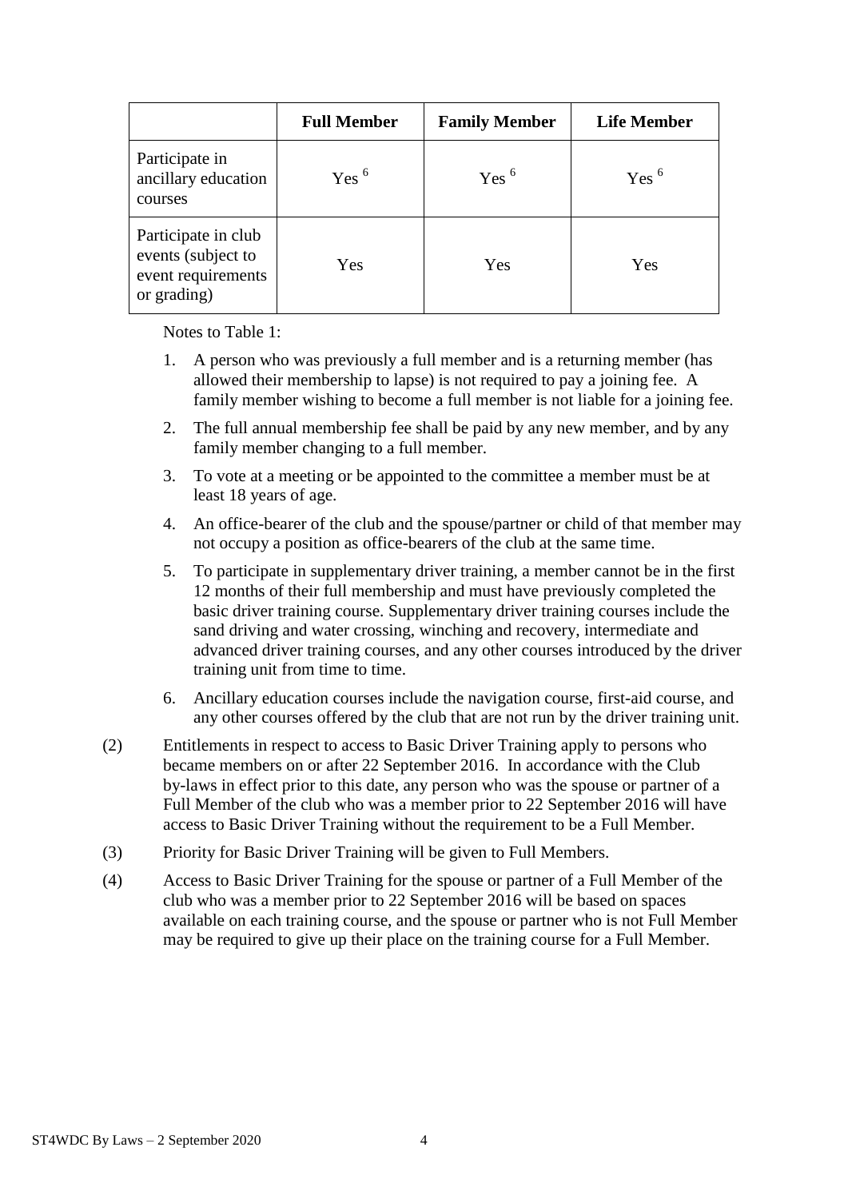| | Full Member | Family Member | Life Member |
|---|---|---|---|
| Participate in ancillary education courses | Yes [6] | Yes [6] | Yes [6] |
| Participate in club events (subject to event requirements or grading) | Yes | Yes | Yes |

Notes to Table 1:

1. A person who was previously a full member and is a returning member (has allowed their membership to lapse) is not required to pay a joining fee. A family member wishing to become a full member is not liable for a joining fee.
2. The full annual membership fee shall be paid by any new member, and by any family member changing to a full member.
3. To vote at a meeting or be appointed to the committee a member must be at least 18 years of age.
4. An office-bearer of the club and the spouse/partner or child of that member may not occupy a position as office-bearers of the club at the same time.
5. To participate in supplementary driver training, a member cannot be in the first 12 months of their full membership and must have previously completed the basic driver training course. Supplementary driver training courses include the sand driving and water crossing, winching and recovery, intermediate and advanced driver training courses, and any other courses introduced by the driver training unit from time to time.
6. Ancillary education courses include the navigation course, first-aid course, and any other courses offered by the club that are not run by the driver training unit.

(2) Entitlements in respect to access to Basic Driver Training apply to persons who became members on or after 22 September 2016. In accordance with the Club by-laws in effect prior to this date, any person who was the spouse or partner of a Full Member of the club who was a member prior to 22 September 2016 will have access to Basic Driver Training without the requirement to be a Full Member.

(3) Priority for Basic Driver Training will be given to Full Members.

(4) Access to Basic Driver Training for the spouse or partner of a Full Member of the club who was a member prior to 22 September 2016 will be based on spaces available on each training course, and the spouse or partner who is not Full Member may be required to give up their place on the training course for a Full Member.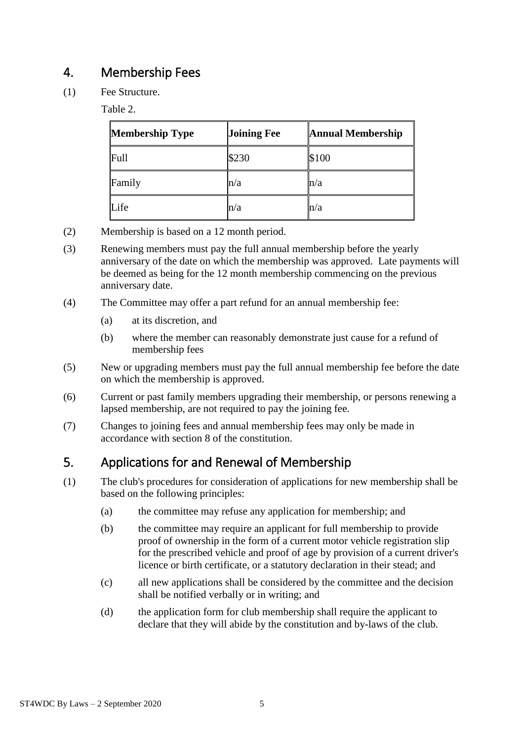## 4. Membership Fees

(1) Fee Structure.

Table 2.

| Membership Type | Joining Fee | Annual Membership |
|---|---|---|
| Full | $230 | $100 |
| Family | n/a | n/a |
| Life | n/a | n/a |

(2) Membership is based on a 12 month period.

(3) Renewing members must pay the full annual membership before the yearly anniversary of the date on which the membership was approved. Late payments will be deemed as being for the 12 month membership commencing on the previous anniversary date.

(4) The Committee may offer a part refund for an annual membership fee:

- (a) at its discretion, and
- (b) where the member can reasonably demonstrate just cause for a refund of membership fees

(5) New or upgrading members must pay the full annual membership fee before the date on which the membership is approved.

(6) Current or past family members upgrading their membership, or persons renewing a lapsed membership, are not required to pay the joining fee.

(7) Changes to joining fees and annual membership fees may only be made in accordance with section 8 of the constitution.

## 5. Applications for and Renewal of Membership

(1) The club's procedures for consideration of applications for new membership shall be based on the following principles:

- (a) the committee may refuse any application for membership; and
- (b) the committee may require an applicant for full membership to provide proof of ownership in the form of a current motor vehicle registration slip for the prescribed vehicle and proof of age by provision of a current driver's licence or birth certificate, or a statutory declaration in their stead; and
- (c) all new applications shall be considered by the committee and the decision shall be notified verbally or in writing; and
- (d) the application form for club membership shall require the applicant to declare that they will abide by the constitution and by-laws of the club.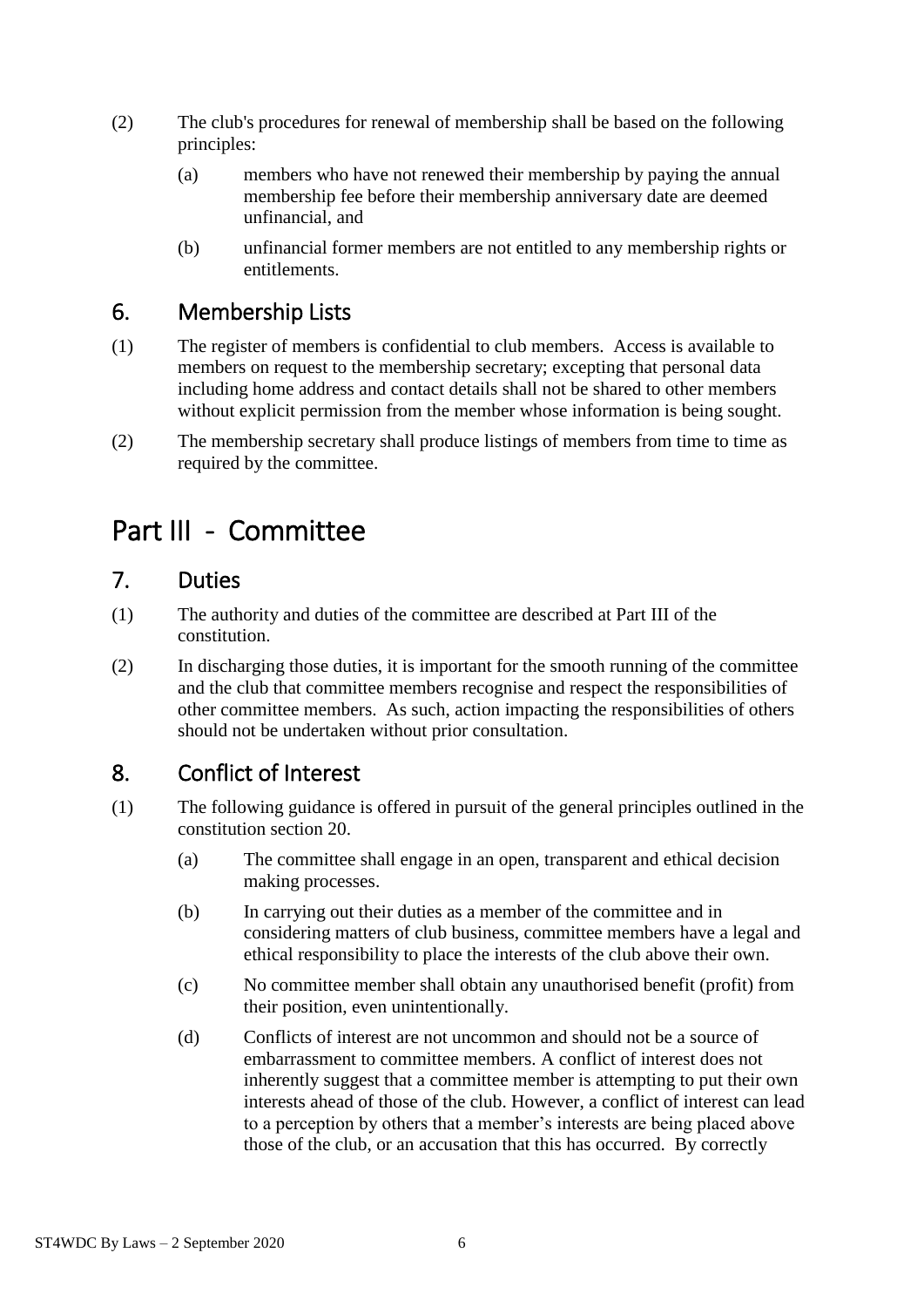(2) The club's procedures for renewal of membership shall be based on the following principles:

  (a) members who have not renewed their membership by paying the annual membership fee before their membership anniversary date are deemed unfinancial, and

  (b) unfinancial former members are not entitled to any membership rights or entitlements.

## 6. Membership Lists

(1) The register of members is confidential to club members. Access is available to members on request to the membership secretary; excepting that personal data including home address and contact details shall not be shared to other members without explicit permission from the member whose information is being sought.

(2) The membership secretary shall produce listings of members from time to time as required by the committee.

# Part III - Committee

## 7. Duties

(1) The authority and duties of the committee are described at Part III of the constitution.

(2) In discharging those duties, it is important for the smooth running of the committee and the club that committee members recognise and respect the responsibilities of other committee members. As such, action impacting the responsibilities of others should not be undertaken without prior consultation.

## 8. Conflict of Interest

(1) The following guidance is offered in pursuit of the general principles outlined in the constitution section 20.

  (a) The committee shall engage in an open, transparent and ethical decision making processes.

  (b) In carrying out their duties as a member of the committee and in considering matters of club business, committee members have a legal and ethical responsibility to place the interests of the club above their own.

  (c) No committee member shall obtain any unauthorised benefit (profit) from their position, even unintentionally.

  (d) Conflicts of interest are not uncommon and should not be a source of embarrassment to committee members. A conflict of interest does not inherently suggest that a committee member is attempting to put their own interests ahead of those of the club. However, a conflict of interest can lead to a perception by others that a member's interests are being placed above those of the club, or an accusation that this has occurred. By correctly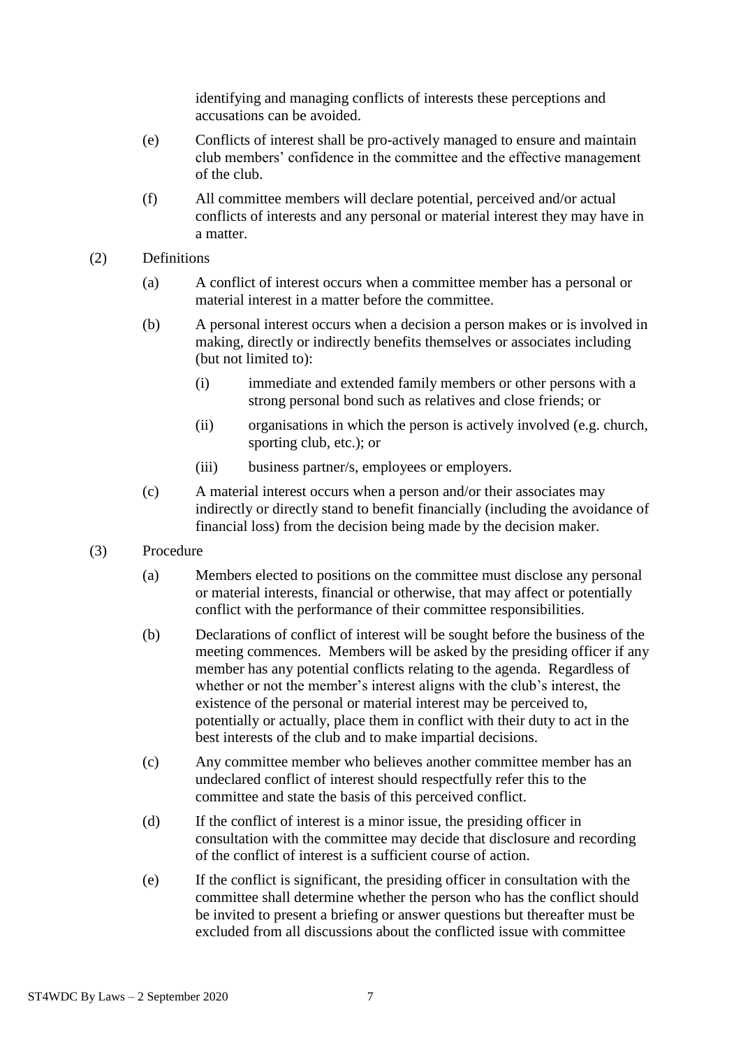identifying and managing conflicts of interests these perceptions and accusations can be avoided.

(e) Conflicts of interest shall be pro-actively managed to ensure and maintain club members' confidence in the committee and the effective management of the club.

(f) All committee members will declare potential, perceived and/or actual conflicts of interests and any personal or material interest they may have in a matter.

(2) Definitions

(a) A conflict of interest occurs when a committee member has a personal or material interest in a matter before the committee.

(b) A personal interest occurs when a decision a person makes or is involved in making, directly or indirectly benefits themselves or associates including (but not limited to):

(i) immediate and extended family members or other persons with a strong personal bond such as relatives and close friends; or

(ii) organisations in which the person is actively involved (e.g. church, sporting club, etc.); or

(iii) business partner/s, employees or employers.

(c) A material interest occurs when a person and/or their associates may indirectly or directly stand to benefit financially (including the avoidance of financial loss) from the decision being made by the decision maker.

(3) Procedure

(a) Members elected to positions on the committee must disclose any personal or material interests, financial or otherwise, that may affect or potentially conflict with the performance of their committee responsibilities.

(b) Declarations of conflict of interest will be sought before the business of the meeting commences. Members will be asked by the presiding officer if any member has any potential conflicts relating to the agenda. Regardless of whether or not the member's interest aligns with the club's interest, the existence of the personal or material interest may be perceived to, potentially or actually, place them in conflict with their duty to act in the best interests of the club and to make impartial decisions.

(c) Any committee member who believes another committee member has an undeclared conflict of interest should respectfully refer this to the committee and state the basis of this perceived conflict.

(d) If the conflict of interest is a minor issue, the presiding officer in consultation with the committee may decide that disclosure and recording of the conflict of interest is a sufficient course of action.

(e) If the conflict is significant, the presiding officer in consultation with the committee shall determine whether the person who has the conflict should be invited to present a briefing or answer questions but thereafter must be excluded from all discussions about the conflicted issue with committee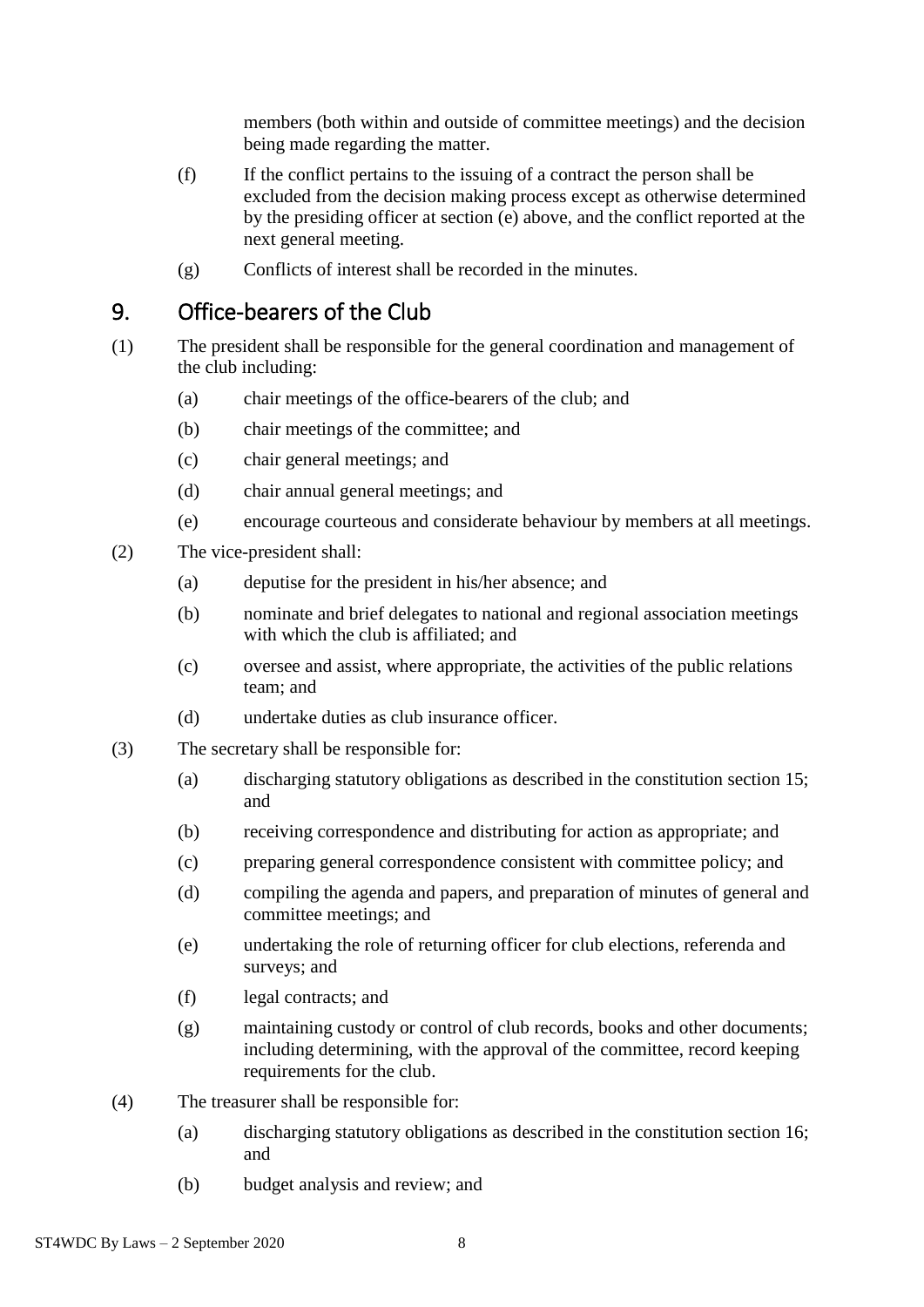members (both within and outside of committee meetings) and the decision being made regarding the matter.

(f) If the conflict pertains to the issuing of a contract the person shall be excluded from the decision making process except as otherwise determined by the presiding officer at section (e) above, and the conflict reported at the next general meeting.

(g) Conflicts of interest shall be recorded in the minutes.

## 9. Office-bearers of the Club

(1) The president shall be responsible for the general coordination and management of the club including:

- (a) chair meetings of the office-bearers of the club; and
- (b) chair meetings of the committee; and
- (c) chair general meetings; and
- (d) chair annual general meetings; and
- (e) encourage courteous and considerate behaviour by members at all meetings.

(2) The vice-president shall:

- (a) deputise for the president in his/her absence; and
- (b) nominate and brief delegates to national and regional association meetings with which the club is affiliated; and
- (c) oversee and assist, where appropriate, the activities of the public relations team; and
- (d) undertake duties as club insurance officer.

(3) The secretary shall be responsible for:

- (a) discharging statutory obligations as described in the constitution section 15; and
- (b) receiving correspondence and distributing for action as appropriate; and
- (c) preparing general correspondence consistent with committee policy; and
- (d) compiling the agenda and papers, and preparation of minutes of general and committee meetings; and
- (e) undertaking the role of returning officer for club elections, referenda and surveys; and
- (f) legal contracts; and
- (g) maintaining custody or control of club records, books and other documents; including determining, with the approval of the committee, record keeping requirements for the club.

(4) The treasurer shall be responsible for:

- (a) discharging statutory obligations as described in the constitution section 16; and
- (b) budget analysis and review; and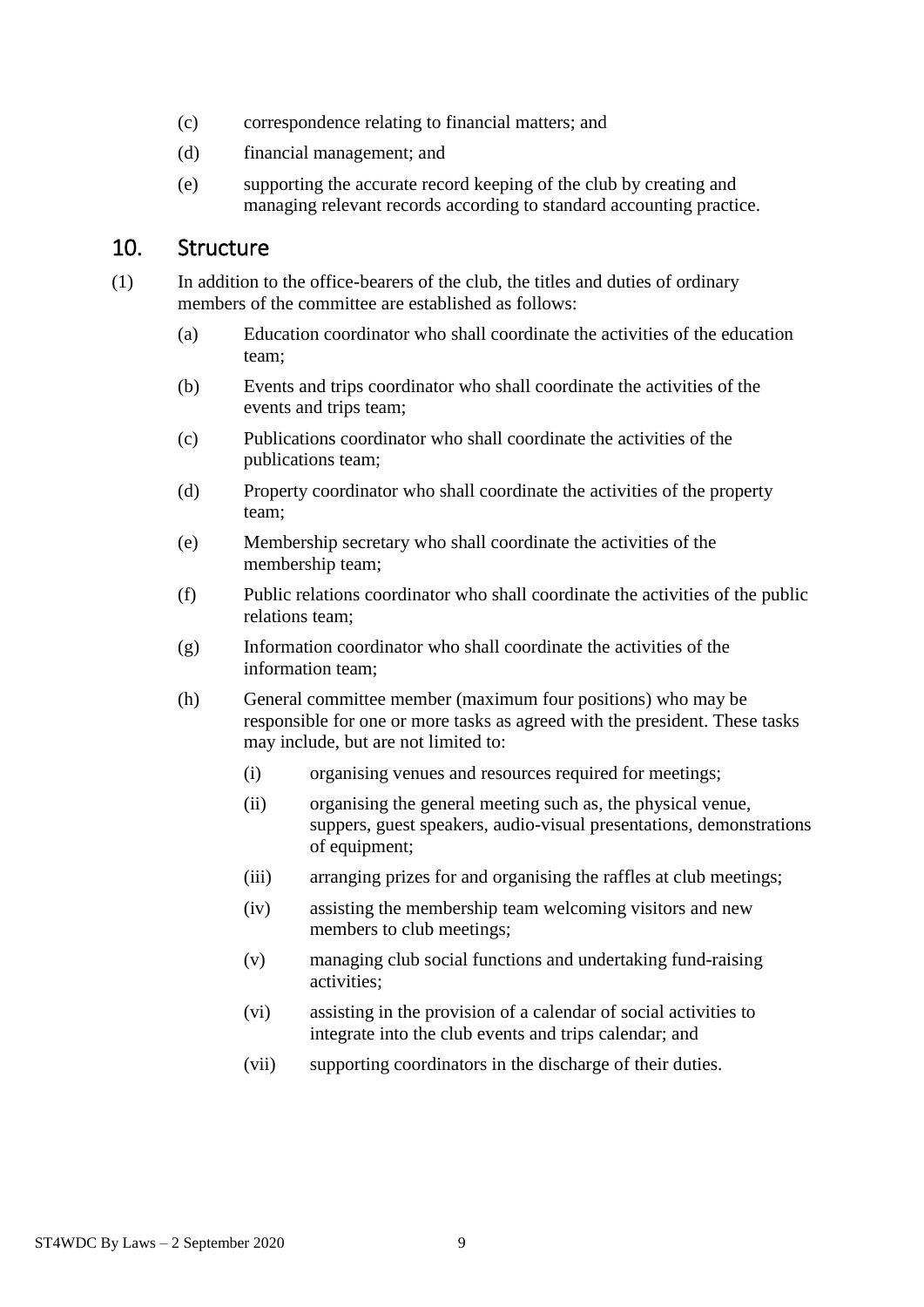(c) correspondence relating to financial matters; and

(d) financial management; and

(e) supporting the accurate record keeping of the club by creating and managing relevant records according to standard accounting practice.

## 10. Structure

(1) In addition to the office-bearers of the club, the titles and duties of ordinary members of the committee are established as follows:

  (a) Education coordinator who shall coordinate the activities of the education team;

  (b) Events and trips coordinator who shall coordinate the activities of the events and trips team;

  (c) Publications coordinator who shall coordinate the activities of the publications team;

  (d) Property coordinator who shall coordinate the activities of the property team;

  (e) Membership secretary who shall coordinate the activities of the membership team;

  (f) Public relations coordinator who shall coordinate the activities of the public relations team;

  (g) Information coordinator who shall coordinate the activities of the information team;

  (h) General committee member (maximum four positions) who may be responsible for one or more tasks as agreed with the president. These tasks may include, but are not limited to:

    (i) organising venues and resources required for meetings;

    (ii) organising the general meeting such as, the physical venue, suppers, guest speakers, audio-visual presentations, demonstrations of equipment;

    (iii) arranging prizes for and organising the raffles at club meetings;

    (iv) assisting the membership team welcoming visitors and new members to club meetings;

    (v) managing club social functions and undertaking fund-raising activities;

    (vi) assisting in the provision of a calendar of social activities to integrate into the club events and trips calendar; and

    (vii) supporting coordinators in the discharge of their duties.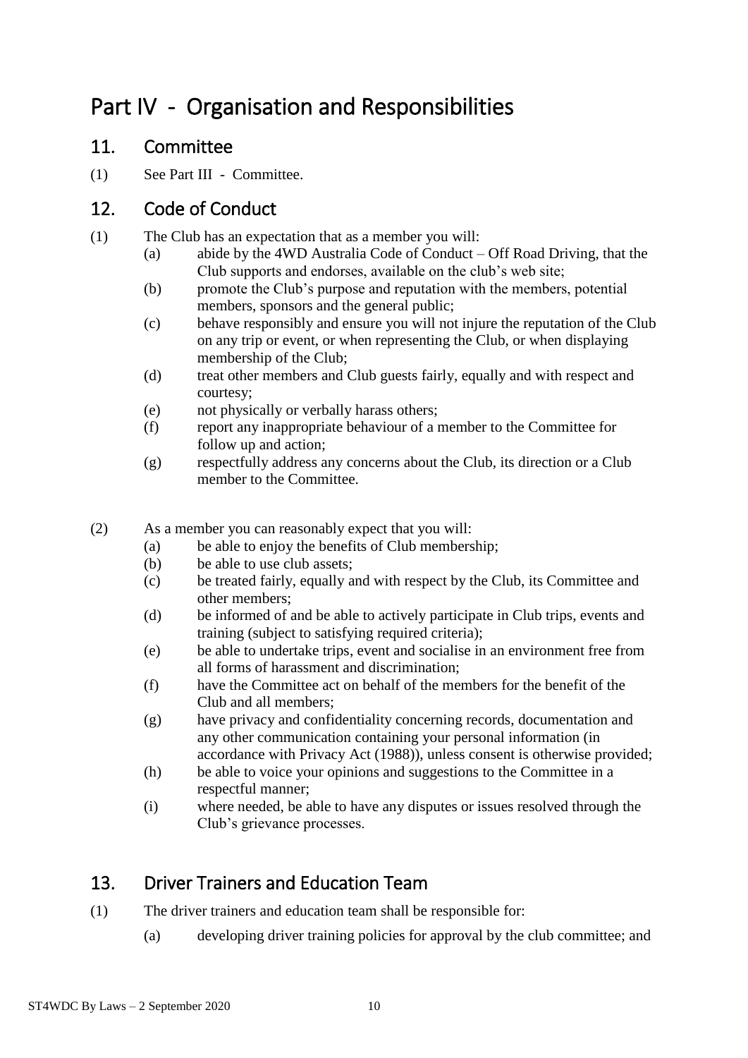# Part IV - Organisation and Responsibilities

## 11. Committee

(1) See Part III - Committee.

## 12. Code of Conduct

(1) The Club has an expectation that as a member you will:

- (a) abide by the 4WD Australia Code of Conduct – Off Road Driving, that the Club supports and endorses, available on the club's web site;
- (b) promote the Club's purpose and reputation with the members, potential members, sponsors and the general public;
- (c) behave responsibly and ensure you will not injure the reputation of the Club on any trip or event, or when representing the Club, or when displaying membership of the Club;
- (d) treat other members and Club guests fairly, equally and with respect and courtesy;
- (e) not physically or verbally harass others;
- (f) report any inappropriate behaviour of a member to the Committee for follow up and action;
- (g) respectfully address any concerns about the Club, its direction or a Club member to the Committee.

(2) As a member you can reasonably expect that you will:

- (a) be able to enjoy the benefits of Club membership;
- (b) be able to use club assets;
- (c) be treated fairly, equally and with respect by the Club, its Committee and other members;
- (d) be informed of and be able to actively participate in Club trips, events and training (subject to satisfying required criteria);
- (e) be able to undertake trips, event and socialise in an environment free from all forms of harassment and discrimination;
- (f) have the Committee act on behalf of the members for the benefit of the Club and all members;
- (g) have privacy and confidentiality concerning records, documentation and any other communication containing your personal information (in accordance with Privacy Act (1988)), unless consent is otherwise provided;
- (h) be able to voice your opinions and suggestions to the Committee in a respectful manner;
- (i) where needed, be able to have any disputes or issues resolved through the Club's grievance processes.

## 13. Driver Trainers and Education Team

(1) The driver trainers and education team shall be responsible for:

- (a) developing driver training policies for approval by the club committee; and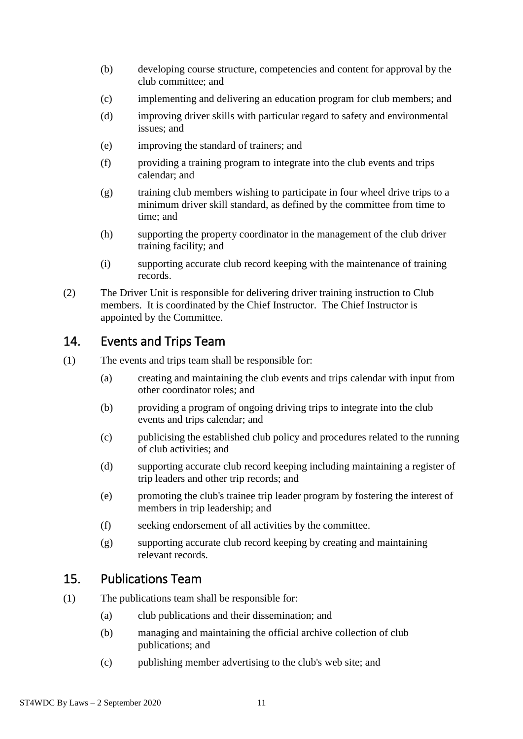(b) developing course structure, competencies and content for approval by the club committee; and

(c) implementing and delivering an education program for club members; and

(d) improving driver skills with particular regard to safety and environmental issues; and

(e) improving the standard of trainers; and

(f) providing a training program to integrate into the club events and trips calendar; and

(g) training club members wishing to participate in four wheel drive trips to a minimum driver skill standard, as defined by the committee from time to time; and

(h) supporting the property coordinator in the management of the club driver training facility; and

(i) supporting accurate club record keeping with the maintenance of training records.

(2) The Driver Unit is responsible for delivering driver training instruction to Club members. It is coordinated by the Chief Instructor. The Chief Instructor is appointed by the Committee.

## 14. Events and Trips Team

(1) The events and trips team shall be responsible for:

(a) creating and maintaining the club events and trips calendar with input from other coordinator roles; and

(b) providing a program of ongoing driving trips to integrate into the club events and trips calendar; and

(c) publicising the established club policy and procedures related to the running of club activities; and

(d) supporting accurate club record keeping including maintaining a register of trip leaders and other trip records; and

(e) promoting the club's trainee trip leader program by fostering the interest of members in trip leadership; and

(f) seeking endorsement of all activities by the committee.

(g) supporting accurate club record keeping by creating and maintaining relevant records.

## 15. Publications Team

(1) The publications team shall be responsible for:

(a) club publications and their dissemination; and

(b) managing and maintaining the official archive collection of club publications; and

(c) publishing member advertising to the club's web site; and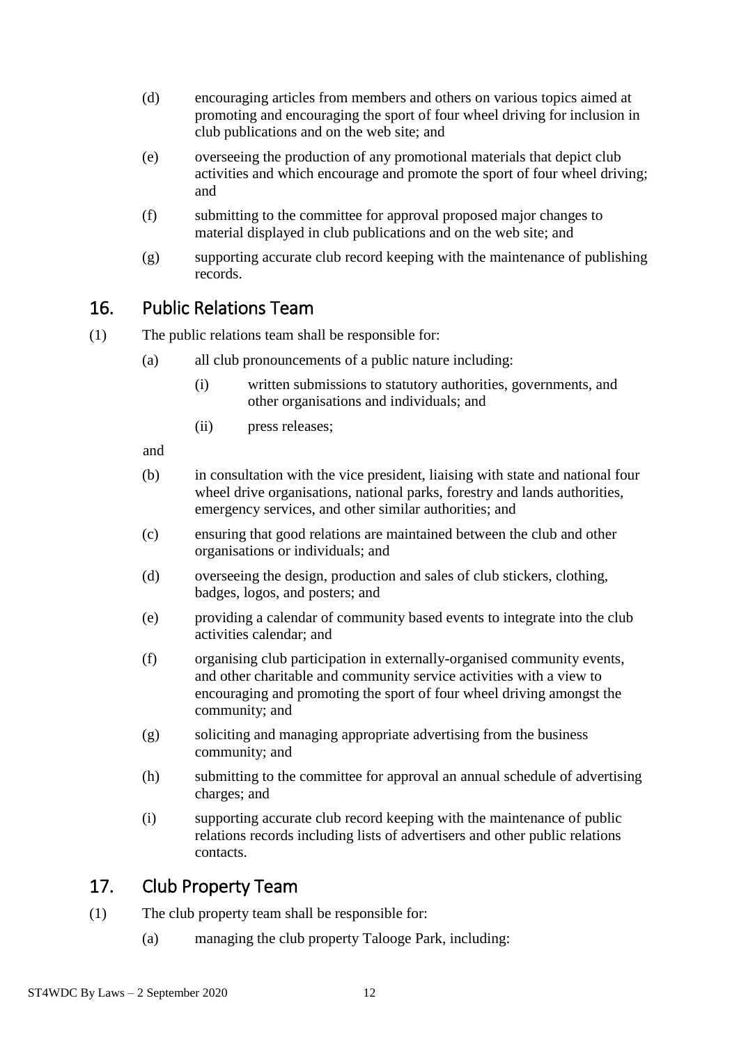(d) encouraging articles from members and others on various topics aimed at promoting and encouraging the sport of four wheel driving for inclusion in club publications and on the web site; and

(e) overseeing the production of any promotional materials that depict club activities and which encourage and promote the sport of four wheel driving; and

(f) submitting to the committee for approval proposed major changes to material displayed in club publications and on the web site; and

(g) supporting accurate club record keeping with the maintenance of publishing records.

## 16. Public Relations Team

(1) The public relations team shall be responsible for:

(a) all club pronouncements of a public nature including:

(i) written submissions to statutory authorities, governments, and other organisations and individuals; and

(ii) press releases;

and

(b) in consultation with the vice president, liaising with state and national four wheel drive organisations, national parks, forestry and lands authorities, emergency services, and other similar authorities; and

(c) ensuring that good relations are maintained between the club and other organisations or individuals; and

(d) overseeing the design, production and sales of club stickers, clothing, badges, logos, and posters; and

(e) providing a calendar of community based events to integrate into the club activities calendar; and

(f) organising club participation in externally-organised community events, and other charitable and community service activities with a view to encouraging and promoting the sport of four wheel driving amongst the community; and

(g) soliciting and managing appropriate advertising from the business community; and

(h) submitting to the committee for approval an annual schedule of advertising charges; and

(i) supporting accurate club record keeping with the maintenance of public relations records including lists of advertisers and other public relations contacts.

## 17. Club Property Team

(1) The club property team shall be responsible for:

(a) managing the club property Talooge Park, including: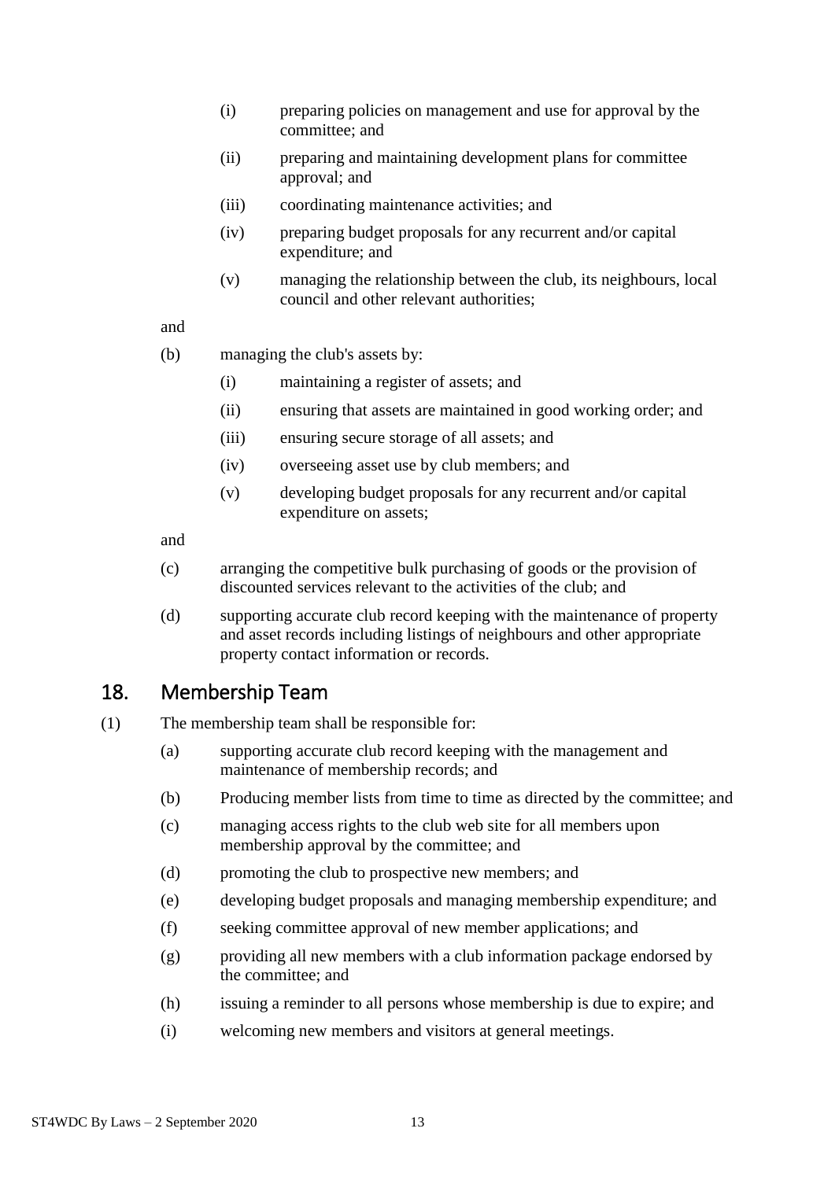(i) preparing policies on management and use for approval by the committee; and

(ii) preparing and maintaining development plans for committee approval; and

(iii) coordinating maintenance activities; and

(iv) preparing budget proposals for any recurrent and/or capital expenditure; and

(v) managing the relationship between the club, its neighbours, local council and other relevant authorities;

and

(b) managing the club's assets by:

(i) maintaining a register of assets; and

(ii) ensuring that assets are maintained in good working order; and

(iii) ensuring secure storage of all assets; and

(iv) overseeing asset use by club members; and

(v) developing budget proposals for any recurrent and/or capital expenditure on assets;

and

(c) arranging the competitive bulk purchasing of goods or the provision of discounted services relevant to the activities of the club; and

(d) supporting accurate club record keeping with the maintenance of property and asset records including listings of neighbours and other appropriate property contact information or records.

## 18. Membership Team

(1) The membership team shall be responsible for:

(a) supporting accurate club record keeping with the management and maintenance of membership records; and

(b) Producing member lists from time to time as directed by the committee; and

(c) managing access rights to the club web site for all members upon membership approval by the committee; and

(d) promoting the club to prospective new members; and

(e) developing budget proposals and managing membership expenditure; and

(f) seeking committee approval of new member applications; and

(g) providing all new members with a club information package endorsed by the committee; and

(h) issuing a reminder to all persons whose membership is due to expire; and

(i) welcoming new members and visitors at general meetings.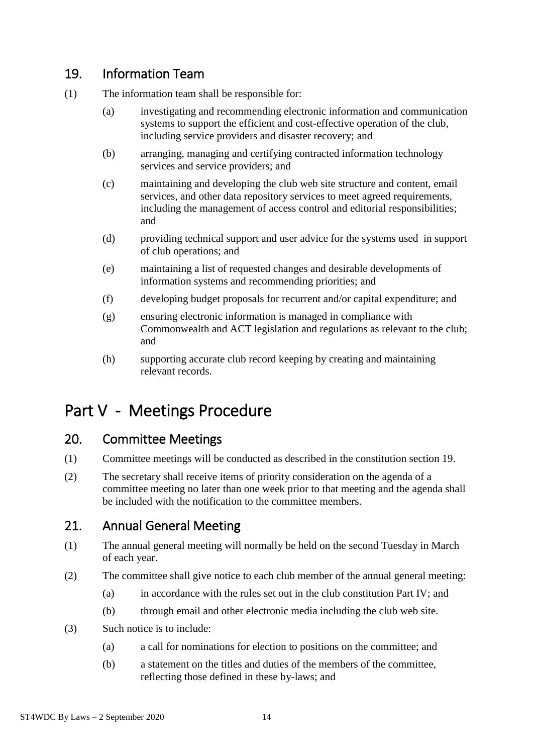## 19. Information Team

(1) The information team shall be responsible for:

(a) investigating and recommending electronic information and communication systems to support the efficient and cost-effective operation of the club, including service providers and disaster recovery; and

(b) arranging, managing and certifying contracted information technology services and service providers; and

(c) maintaining and developing the club web site structure and content, email services, and other data repository services to meet agreed requirements, including the management of access control and editorial responsibilities; and

(d) providing technical support and user advice for the systems used in support of club operations; and

(e) maintaining a list of requested changes and desirable developments of information systems and recommending priorities; and

(f) developing budget proposals for recurrent and/or capital expenditure; and

(g) ensuring electronic information is managed in compliance with Commonwealth and ACT legislation and regulations as relevant to the club; and

(h) supporting accurate club record keeping by creating and maintaining relevant records.

# Part V - Meetings Procedure

## 20. Committee Meetings

(1) Committee meetings will be conducted as described in the constitution section 19.

(2) The secretary shall receive items of priority consideration on the agenda of a committee meeting no later than one week prior to that meeting and the agenda shall be included with the notification to the committee members.

## 21. Annual General Meeting

(1) The annual general meeting will normally be held on the second Tuesday in March of each year.

(2) The committee shall give notice to each club member of the annual general meeting:

(a) in accordance with the rules set out in the club constitution Part IV; and

(b) through email and other electronic media including the club web site.

(3) Such notice is to include:

(a) a call for nominations for election to positions on the committee; and

(b) a statement on the titles and duties of the members of the committee, reflecting those defined in these by-laws; and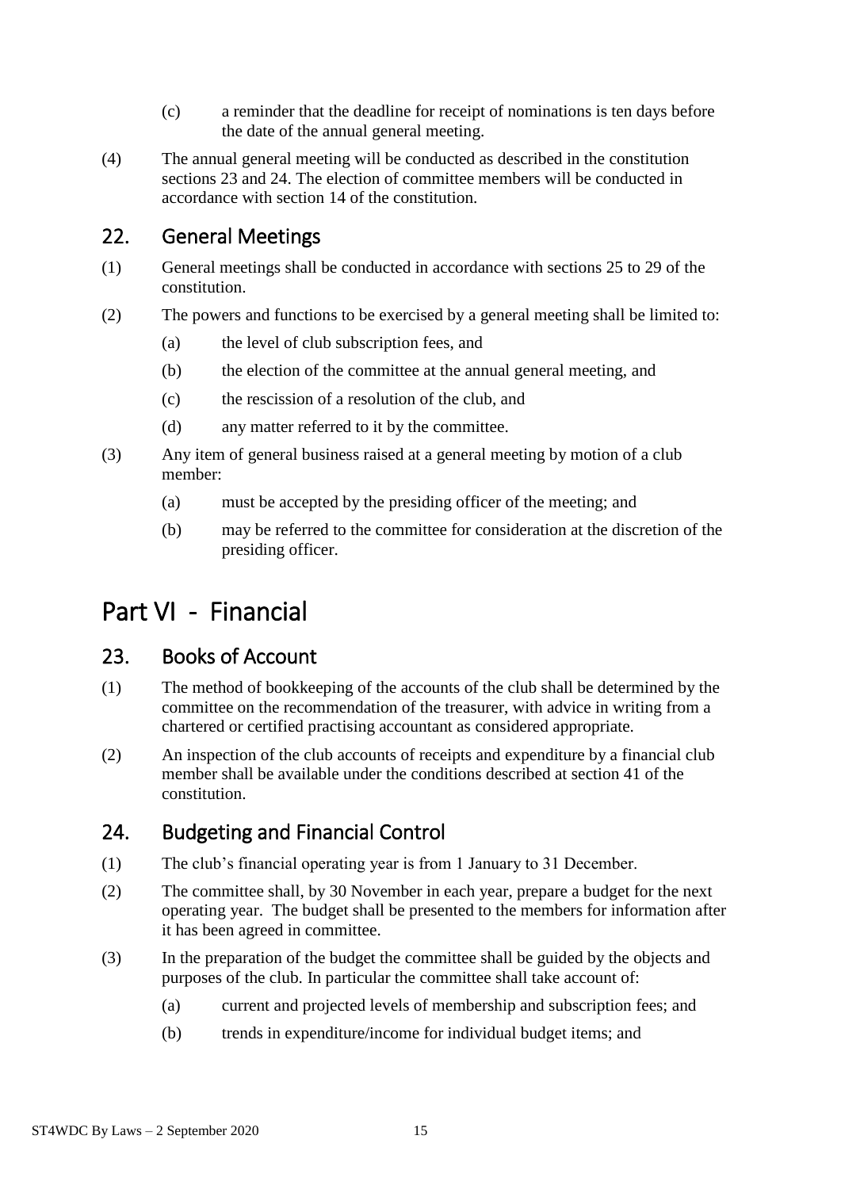(c) a reminder that the deadline for receipt of nominations is ten days before the date of the annual general meeting.

(4) The annual general meeting will be conducted as described in the constitution sections 23 and 24. The election of committee members will be conducted in accordance with section 14 of the constitution.

## 22. General Meetings

(1) General meetings shall be conducted in accordance with sections 25 to 29 of the constitution.

(2) The powers and functions to be exercised by a general meeting shall be limited to:

- (a) the level of club subscription fees, and
- (b) the election of the committee at the annual general meeting, and
- (c) the rescission of a resolution of the club, and
- (d) any matter referred to it by the committee.

(3) Any item of general business raised at a general meeting by motion of a club member:

- (a) must be accepted by the presiding officer of the meeting; and
- (b) may be referred to the committee for consideration at the discretion of the presiding officer.

# Part VI - Financial

## 23. Books of Account

(1) The method of bookkeeping of the accounts of the club shall be determined by the committee on the recommendation of the treasurer, with advice in writing from a chartered or certified practising accountant as considered appropriate.

(2) An inspection of the club accounts of receipts and expenditure by a financial club member shall be available under the conditions described at section 41 of the constitution.

## 24. Budgeting and Financial Control

(1) The club's financial operating year is from 1 January to 31 December.

(2) The committee shall, by 30 November in each year, prepare a budget for the next operating year. The budget shall be presented to the members for information after it has been agreed in committee.

(3) In the preparation of the budget the committee shall be guided by the objects and purposes of the club. In particular the committee shall take account of:

- (a) current and projected levels of membership and subscription fees; and
- (b) trends in expenditure/income for individual budget items; and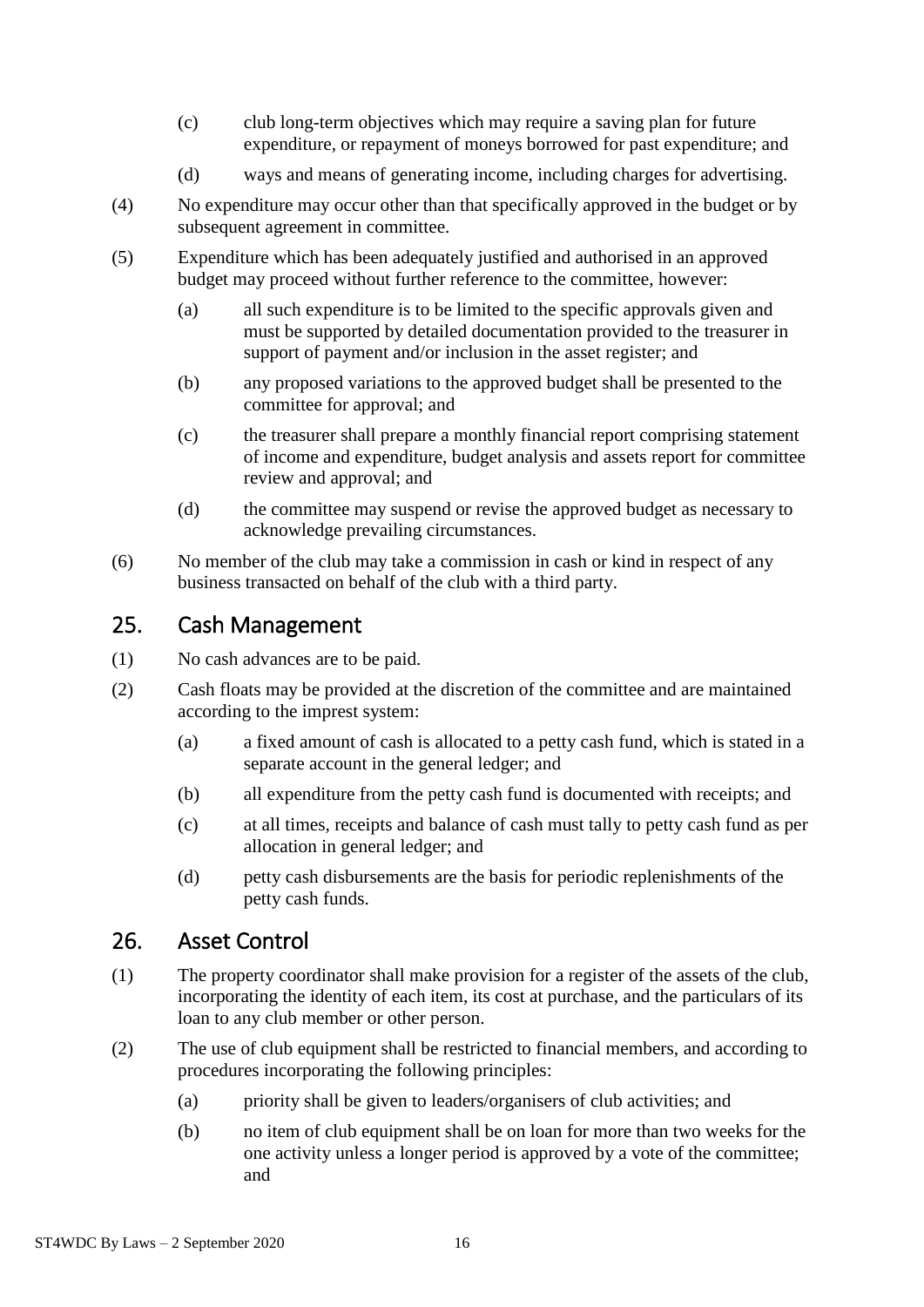(c) club long-term objectives which may require a saving plan for future expenditure, or repayment of moneys borrowed for past expenditure; and

(d) ways and means of generating income, including charges for advertising.

(4) No expenditure may occur other than that specifically approved in the budget or by subsequent agreement in committee.

(5) Expenditure which has been adequately justified and authorised in an approved budget may proceed without further reference to the committee, however:

(a) all such expenditure is to be limited to the specific approvals given and must be supported by detailed documentation provided to the treasurer in support of payment and/or inclusion in the asset register; and

(b) any proposed variations to the approved budget shall be presented to the committee for approval; and

(c) the treasurer shall prepare a monthly financial report comprising statement of income and expenditure, budget analysis and assets report for committee review and approval; and

(d) the committee may suspend or revise the approved budget as necessary to acknowledge prevailing circumstances.

(6) No member of the club may take a commission in cash or kind in respect of any business transacted on behalf of the club with a third party.

## 25. Cash Management

(1) No cash advances are to be paid.

(2) Cash floats may be provided at the discretion of the committee and are maintained according to the imprest system:

(a) a fixed amount of cash is allocated to a petty cash fund, which is stated in a separate account in the general ledger; and

(b) all expenditure from the petty cash fund is documented with receipts; and

(c) at all times, receipts and balance of cash must tally to petty cash fund as per allocation in general ledger; and

(d) petty cash disbursements are the basis for periodic replenishments of the petty cash funds.

## 26. Asset Control

(1) The property coordinator shall make provision for a register of the assets of the club, incorporating the identity of each item, its cost at purchase, and the particulars of its loan to any club member or other person.

(2) The use of club equipment shall be restricted to financial members, and according to procedures incorporating the following principles:

(a) priority shall be given to leaders/organisers of club activities; and

(b) no item of club equipment shall be on loan for more than two weeks for the one activity unless a longer period is approved by a vote of the committee; and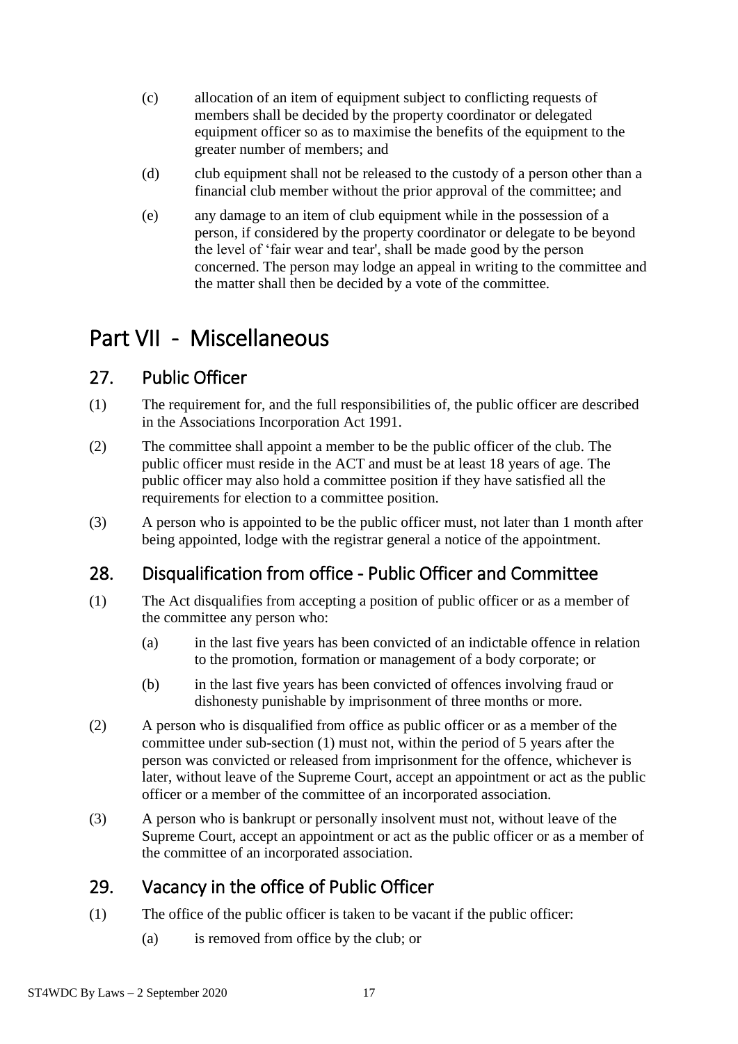(c) allocation of an item of equipment subject to conflicting requests of members shall be decided by the property coordinator or delegated equipment officer so as to maximise the benefits of the equipment to the greater number of members; and

(d) club equipment shall not be released to the custody of a person other than a financial club member without the prior approval of the committee; and

(e) any damage to an item of club equipment while in the possession of a person, if considered by the property coordinator or delegate to be beyond the level of 'fair wear and tear', shall be made good by the person concerned. The person may lodge an appeal in writing to the committee and the matter shall then be decided by a vote of the committee.

# Part VII - Miscellaneous

## 27. Public Officer

(1) The requirement for, and the full responsibilities of, the public officer are described in the Associations Incorporation Act 1991.

(2) The committee shall appoint a member to be the public officer of the club. The public officer must reside in the ACT and must be at least 18 years of age. The public officer may also hold a committee position if they have satisfied all the requirements for election to a committee position.

(3) A person who is appointed to be the public officer must, not later than 1 month after being appointed, lodge with the registrar general a notice of the appointment.

## 28. Disqualification from office - Public Officer and Committee

(1) The Act disqualifies from accepting a position of public officer or as a member of the committee any person who:

(a) in the last five years has been convicted of an indictable offence in relation to the promotion, formation or management of a body corporate; or

(b) in the last five years has been convicted of offences involving fraud or dishonesty punishable by imprisonment of three months or more.

(2) A person who is disqualified from office as public officer or as a member of the committee under sub-section (1) must not, within the period of 5 years after the person was convicted or released from imprisonment for the offence, whichever is later, without leave of the Supreme Court, accept an appointment or act as the public officer or a member of the committee of an incorporated association.

(3) A person who is bankrupt or personally insolvent must not, without leave of the Supreme Court, accept an appointment or act as the public officer or as a member of the committee of an incorporated association.

## 29. Vacancy in the office of Public Officer

(1) The office of the public officer is taken to be vacant if the public officer:

(a) is removed from office by the club; or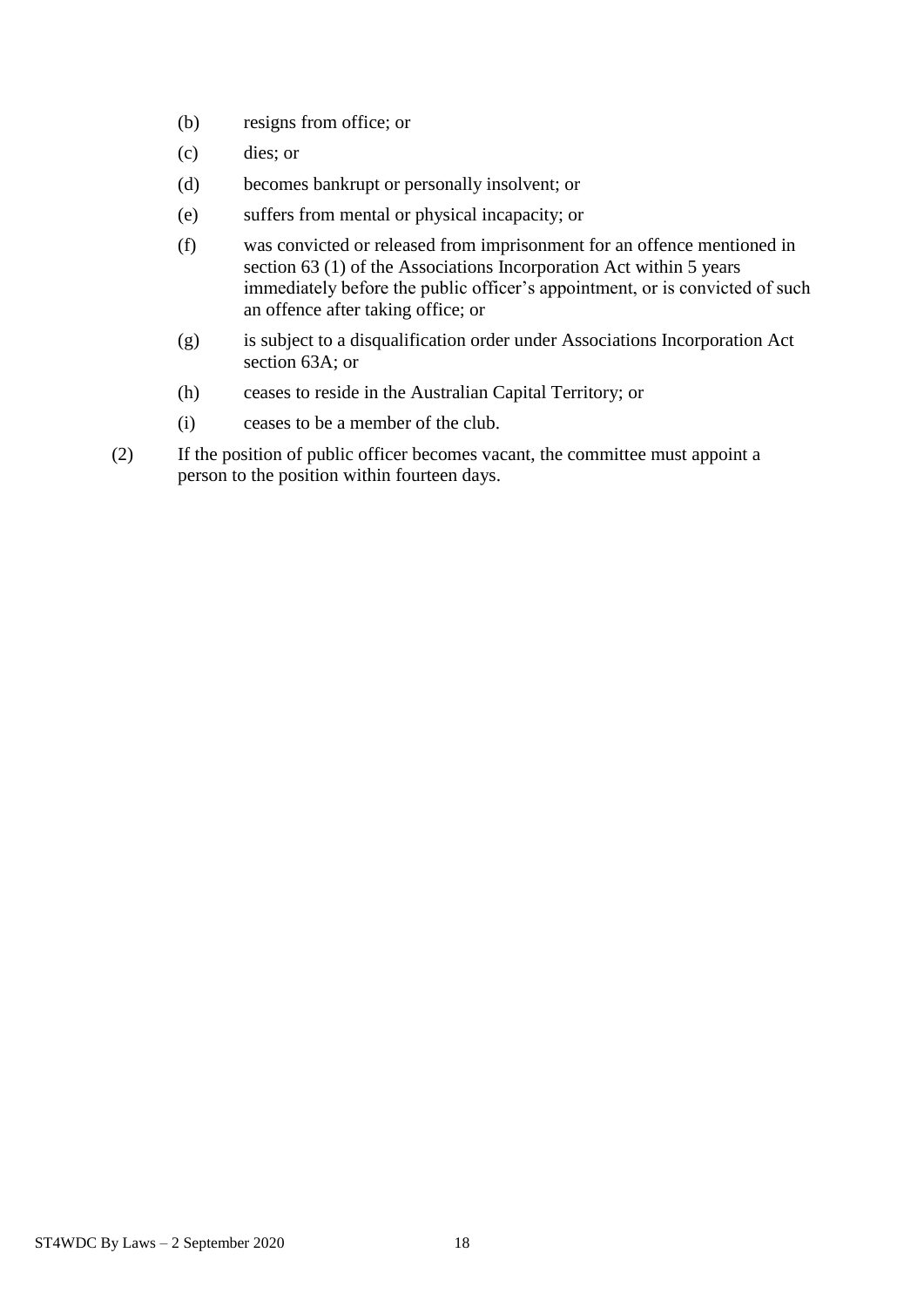(b) resigns from office; or

(c) dies; or

(d) becomes bankrupt or personally insolvent; or

(e) suffers from mental or physical incapacity; or

(f) was convicted or released from imprisonment for an offence mentioned in section 63 (1) of the Associations Incorporation Act within 5 years immediately before the public officer's appointment, or is convicted of such an offence after taking office; or

(g) is subject to a disqualification order under Associations Incorporation Act section 63A; or

(h) ceases to reside in the Australian Capital Territory; or

(i) ceases to be a member of the club.

(2) If the position of public officer becomes vacant, the committee must appoint a person to the position within fourteen days.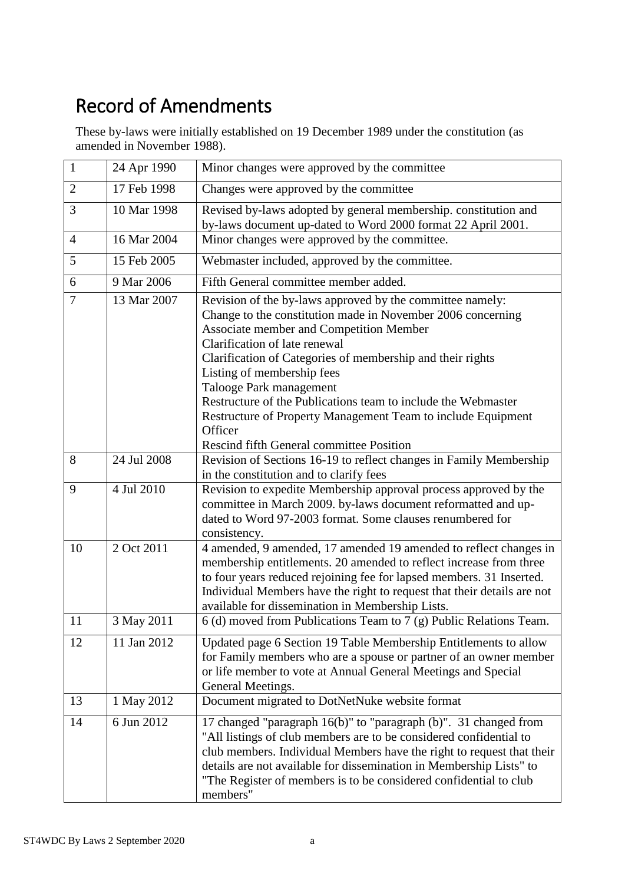# Record of Amendments

These by-laws were initially established on 19 December 1989 under the constitution (as amended in November 1988).

| | | |
|---|---|---|
| 1 | 24 Apr 1990 | Minor changes were approved by the committee |
| 2 | 17 Feb 1998 | Changes were approved by the committee |
| 3 | 10 Mar 1998 | Revised by-laws adopted by general membership. constitution and by-laws document up-dated to Word 2000 format 22 April 2001. |
| 4 | 16 Mar 2004 | Minor changes were approved by the committee. |
| 5 | 15 Feb 2005 | Webmaster included, approved by the committee. |
| 6 | 9 Mar 2006 | Fifth General committee member added. |
| 7 | 13 Mar 2007 | Revision of the by-laws approved by the committee namely:<br>Change to the constitution made in November 2006 concerning Associate member and Competition Member<br>Clarification of late renewal<br>Clarification of Categories of membership and their rights<br>Listing of membership fees<br>Talooge Park management<br>Restructure of the Publications team to include the Webmaster<br>Restructure of Property Management Team to include Equipment Officer<br>Rescind fifth General committee Position |
| 8 | 24 Jul 2008 | Revision of Sections 16-19 to reflect changes in Family Membership in the constitution and to clarify fees |
| 9 | 4 Jul 2010 | Revision to expedite Membership approval process approved by the committee in March 2009. by-laws document reformatted and up-dated to Word 97-2003 format. Some clauses renumbered for consistency. |
| 10 | 2 Oct 2011 | 4 amended, 9 amended, 17 amended 19 amended to reflect changes in membership entitlements. 20 amended to reflect increase from three to four years reduced rejoining fee for lapsed members. 31 Inserted. Individual Members have the right to request that their details are not available for dissemination in Membership Lists. |
| 11 | 3 May 2011 | 6 (d) moved from Publications Team to 7 (g) Public Relations Team. |
| 12 | 11 Jan 2012 | Updated page 6 Section 19 Table Membership Entitlements to allow for Family members who are a spouse or partner of an owner member or life member to vote at Annual General Meetings and Special General Meetings. |
| 13 | 1 May 2012 | Document migrated to DotNetNuke website format |
| 14 | 6 Jun 2012 | 17 changed "paragraph 16(b)" to "paragraph (b)". 31 changed from "All listings of club members are to be considered confidential to club members. Individual Members have the right to request that their details are not available for dissemination in Membership Lists" to "The Register of members is to be considered confidential to club members" |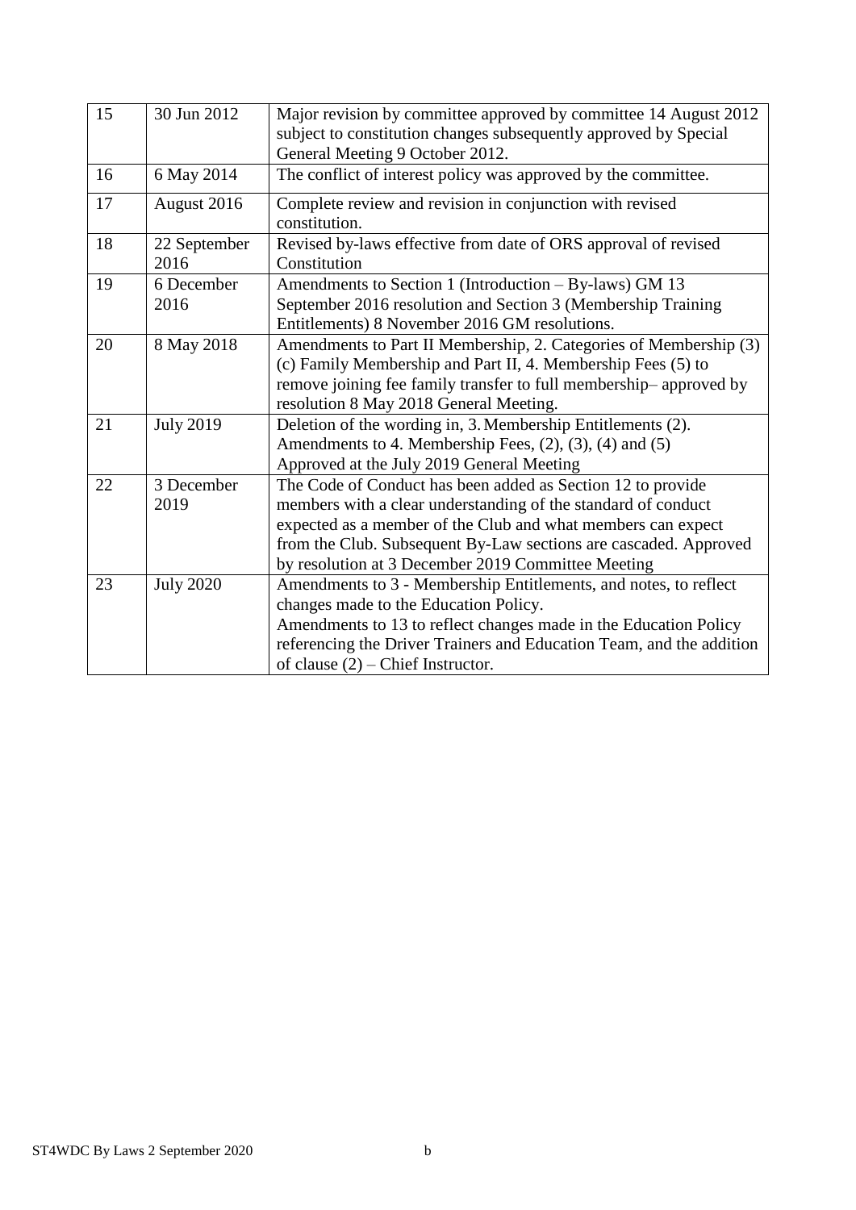| | | |
|---|---|---|
| 15 | 30 Jun 2012 | Major revision by committee approved by committee 14 August 2012 subject to constitution changes subsequently approved by Special General Meeting 9 October 2012. |
| 16 | 6 May 2014 | The conflict of interest policy was approved by the committee. |
| 17 | August 2016 | Complete review and revision in conjunction with revised constitution. |
| 18 | 22 September 2016 | Revised by-laws effective from date of ORS approval of revised Constitution |
| 19 | 6 December 2016 | Amendments to Section 1 (Introduction – By-laws) GM 13 September 2016 resolution and Section 3 (Membership Training Entitlements) 8 November 2016 GM resolutions. |
| 20 | 8 May 2018 | Amendments to Part II Membership, 2. Categories of Membership (3) (c) Family Membership and Part II, 4. Membership Fees (5) to remove joining fee family transfer to full membership– approved by resolution 8 May 2018 General Meeting. |
| 21 | July 2019 | Deletion of the wording in, 3. Membership Entitlements (2). Amendments to 4. Membership Fees, (2), (3), (4) and (5) Approved at the July 2019 General Meeting |
| 22 | 3 December 2019 | The Code of Conduct has been added as Section 12 to provide members with a clear understanding of the standard of conduct expected as a member of the Club and what members can expect from the Club. Subsequent By-Law sections are cascaded. Approved by resolution at 3 December 2019 Committee Meeting |
| 23 | July 2020 | Amendments to 3 - Membership Entitlements, and notes, to reflect changes made to the Education Policy.<br>Amendments to 13 to reflect changes made in the Education Policy referencing the Driver Trainers and Education Team, and the addition of clause (2) – Chief Instructor. |